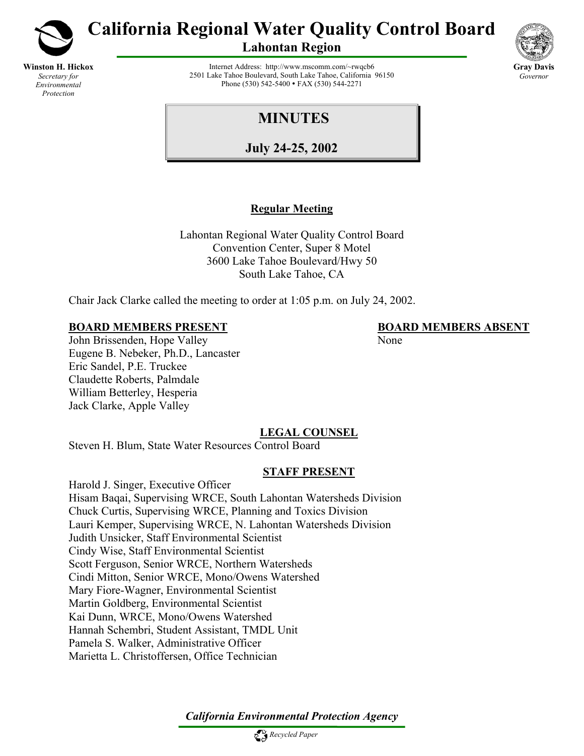# California Regional Water Quality Control Board

## Lahontan Region

**Winston H. Hickox**
*Secretary for Environmental Protection*

Internet Address: http://www.mscomm.com/~rwqcb6
2501 Lake Tahoe Boulevard, South Lake Tahoe, California 96150
Phone (530) 542-5400 • FAX (530) 544-2271

**Gray Davis**
*Governor*

# MINUTES

## July 24-25, 2002

**Regular Meeting**

Lahontan Regional Water Quality Control Board
Convention Center, Super 8 Motel
3600 Lake Tahoe Boulevard/Hwy 50
South Lake Tahoe, CA

Chair Jack Clarke called the meeting to order at 1:05 p.m. on July 24, 2002.

**BOARD MEMBERS PRESENT**

John Brissenden, Hope Valley
Eugene B. Nebeker, Ph.D., Lancaster
Eric Sandel, P.E. Truckee
Claudette Roberts, Palmdale
William Betterley, Hesperia
Jack Clarke, Apple Valley

**BOARD MEMBERS ABSENT**

None

**LEGAL COUNSEL**

Steven H. Blum, State Water Resources Control Board

**STAFF PRESENT**

Harold J. Singer, Executive Officer
Hisam Baqai, Supervising WRCE, South Lahontan Watersheds Division
Chuck Curtis, Supervising WRCE, Planning and Toxics Division
Lauri Kemper, Supervising WRCE, N. Lahontan Watersheds Division
Judith Unsicker, Staff Environmental Scientist
Cindy Wise, Staff Environmental Scientist
Scott Ferguson, Senior WRCE, Northern Watersheds
Cindi Mitton, Senior WRCE, Mono/Owens Watershed
Mary Fiore-Wagner, Environmental Scientist
Martin Goldberg, Environmental Scientist
Kai Dunn, WRCE, Mono/Owens Watershed
Hannah Schembri, Student Assistant, TMDL Unit
Pamela S. Walker, Administrative Officer
Marietta L. Christoffersen, Office Technician

*California Environmental Protection Agency*

*Recycled Paper*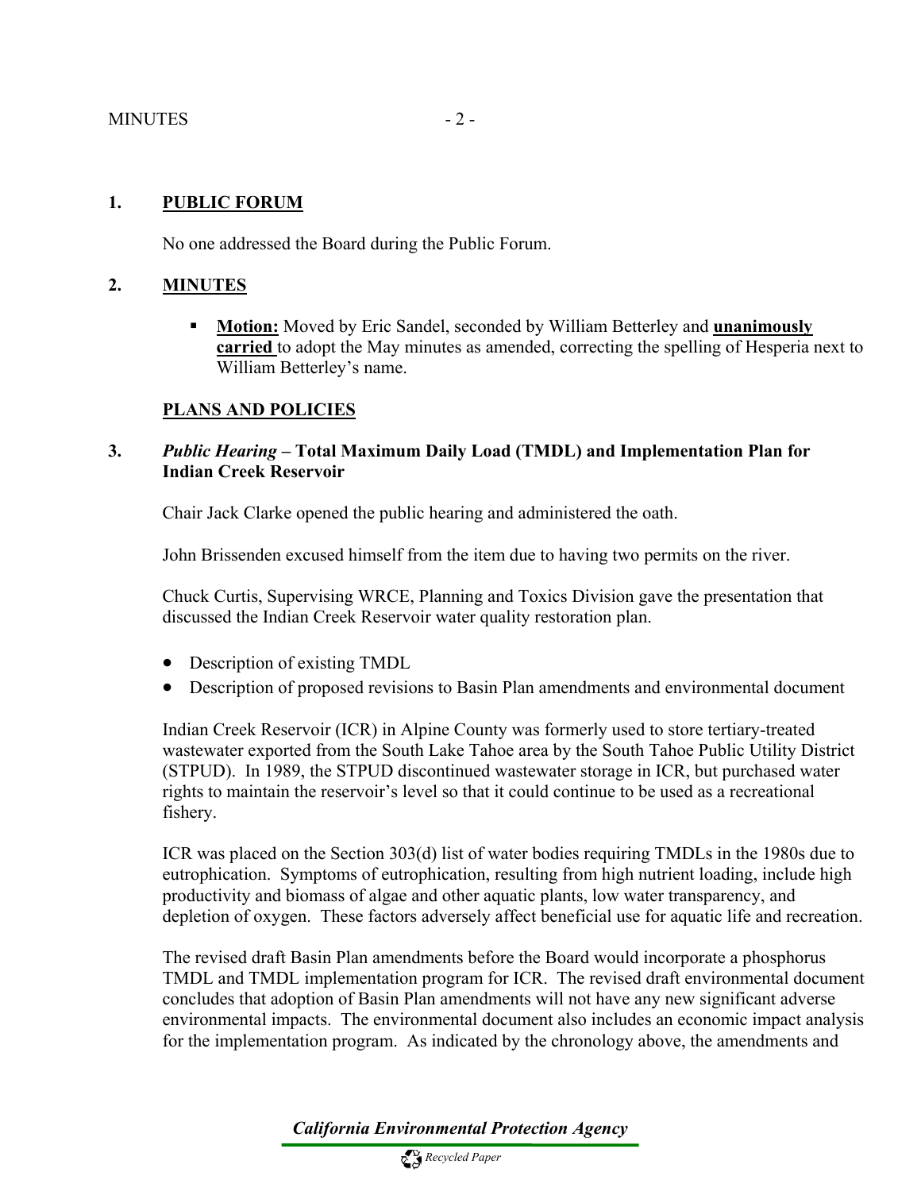## 1. PUBLIC FORUM

No one addressed the Board during the Public Forum.

## 2. MINUTES

- **Motion:** Moved by Eric Sandel, seconded by William Betterley and **unanimously carried** to adopt the May minutes as amended, correcting the spelling of Hesperia next to William Betterley's name.

## PLANS AND POLICIES

## 3. *Public Hearing* – Total Maximum Daily Load (TMDL) and Implementation Plan for Indian Creek Reservoir

Chair Jack Clarke opened the public hearing and administered the oath.

John Brissenden excused himself from the item due to having two permits on the river.

Chuck Curtis, Supervising WRCE, Planning and Toxics Division gave the presentation that discussed the Indian Creek Reservoir water quality restoration plan.

- Description of existing TMDL
- Description of proposed revisions to Basin Plan amendments and environmental document

Indian Creek Reservoir (ICR) in Alpine County was formerly used to store tertiary-treated wastewater exported from the South Lake Tahoe area by the South Tahoe Public Utility District (STPUD). In 1989, the STPUD discontinued wastewater storage in ICR, but purchased water rights to maintain the reservoir's level so that it could continue to be used as a recreational fishery.

ICR was placed on the Section 303(d) list of water bodies requiring TMDLs in the 1980s due to eutrophication. Symptoms of eutrophication, resulting from high nutrient loading, include high productivity and biomass of algae and other aquatic plants, low water transparency, and depletion of oxygen. These factors adversely affect beneficial use for aquatic life and recreation.

The revised draft Basin Plan amendments before the Board would incorporate a phosphorus TMDL and TMDL implementation program for ICR. The revised draft environmental document concludes that adoption of Basin Plan amendments will not have any new significant adverse environmental impacts. The environmental document also includes an economic impact analysis for the implementation program. As indicated by the chronology above, the amendments and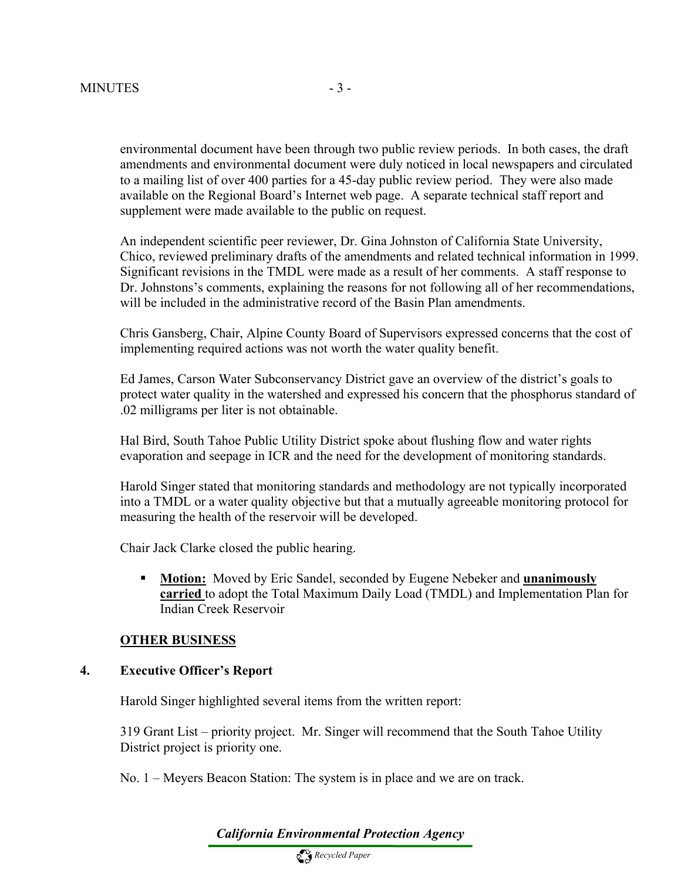environmental document have been through two public review periods. In both cases, the draft amendments and environmental document were duly noticed in local newspapers and circulated to a mailing list of over 400 parties for a 45-day public review period. They were also made available on the Regional Board's Internet web page. A separate technical staff report and supplement were made available to the public on request.

An independent scientific peer reviewer, Dr. Gina Johnston of California State University, Chico, reviewed preliminary drafts of the amendments and related technical information in 1999. Significant revisions in the TMDL were made as a result of her comments. A staff response to Dr. Johnstons's comments, explaining the reasons for not following all of her recommendations, will be included in the administrative record of the Basin Plan amendments.

Chris Gansberg, Chair, Alpine County Board of Supervisors expressed concerns that the cost of implementing required actions was not worth the water quality benefit.

Ed James, Carson Water Subconservancy District gave an overview of the district's goals to protect water quality in the watershed and expressed his concern that the phosphorus standard of .02 milligrams per liter is not obtainable.

Hal Bird, South Tahoe Public Utility District spoke about flushing flow and water rights evaporation and seepage in ICR and the need for the development of monitoring standards.

Harold Singer stated that monitoring standards and methodology are not typically incorporated into a TMDL or a water quality objective but that a mutually agreeable monitoring protocol for measuring the health of the reservoir will be developed.

Chair Jack Clarke closed the public hearing.

- **Motion:** Moved by Eric Sandel, seconded by Eugene Nebeker and **unanimously carried** to adopt the Total Maximum Daily Load (TMDL) and Implementation Plan for Indian Creek Reservoir

**OTHER BUSINESS**

**4. Executive Officer's Report**

Harold Singer highlighted several items from the written report:

319 Grant List – priority project. Mr. Singer will recommend that the South Tahoe Utility District project is priority one.

No. 1 – Meyers Beacon Station: The system is in place and we are on track.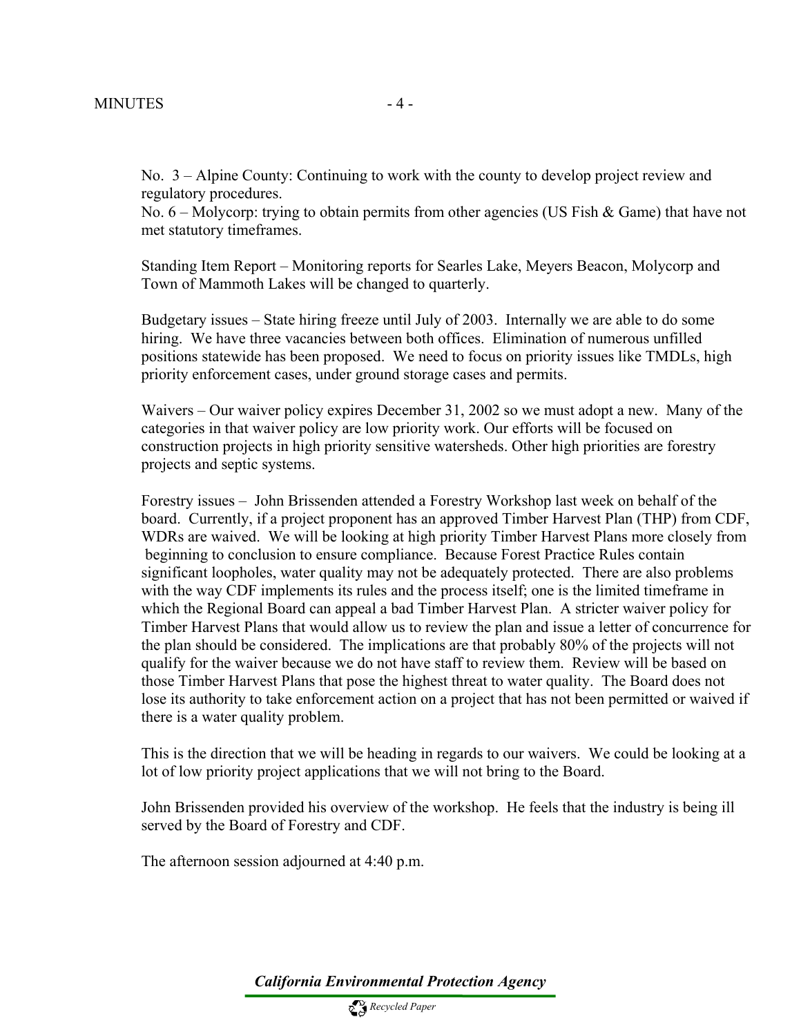No. 3 – Alpine County: Continuing to work with the county to develop project review and regulatory procedures.
No. 6 – Molycorp: trying to obtain permits from other agencies (US Fish & Game) that have not met statutory timeframes.

Standing Item Report – Monitoring reports for Searles Lake, Meyers Beacon, Molycorp and Town of Mammoth Lakes will be changed to quarterly.

Budgetary issues – State hiring freeze until July of 2003. Internally we are able to do some hiring. We have three vacancies between both offices. Elimination of numerous unfilled positions statewide has been proposed. We need to focus on priority issues like TMDLs, high priority enforcement cases, under ground storage cases and permits.

Waivers – Our waiver policy expires December 31, 2002 so we must adopt a new. Many of the categories in that waiver policy are low priority work. Our efforts will be focused on construction projects in high priority sensitive watersheds. Other high priorities are forestry projects and septic systems.

Forestry issues – John Brissenden attended a Forestry Workshop last week on behalf of the board. Currently, if a project proponent has an approved Timber Harvest Plan (THP) from CDF, WDRs are waived. We will be looking at high priority Timber Harvest Plans more closely from beginning to conclusion to ensure compliance. Because Forest Practice Rules contain significant loopholes, water quality may not be adequately protected. There are also problems with the way CDF implements its rules and the process itself; one is the limited timeframe in which the Regional Board can appeal a bad Timber Harvest Plan. A stricter waiver policy for Timber Harvest Plans that would allow us to review the plan and issue a letter of concurrence for the plan should be considered. The implications are that probably 80% of the projects will not qualify for the waiver because we do not have staff to review them. Review will be based on those Timber Harvest Plans that pose the highest threat to water quality. The Board does not lose its authority to take enforcement action on a project that has not been permitted or waived if there is a water quality problem.

This is the direction that we will be heading in regards to our waivers. We could be looking at a lot of low priority project applications that we will not bring to the Board.

John Brissenden provided his overview of the workshop. He feels that the industry is being ill served by the Board of Forestry and CDF.

The afternoon session adjourned at 4:40 p.m.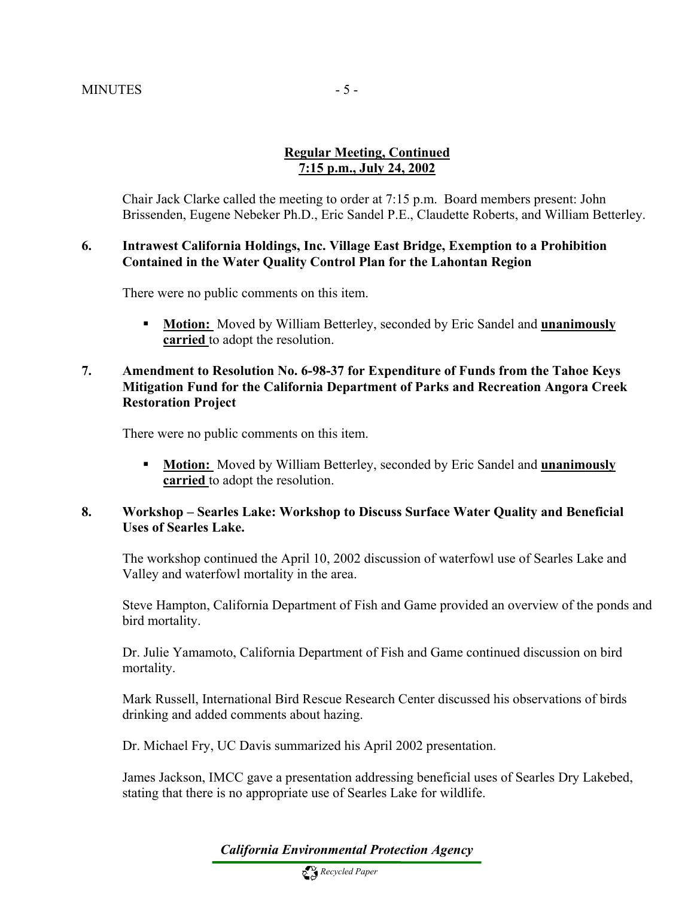**Regular Meeting, Continued**
**7:15 p.m., July 24, 2002**

Chair Jack Clarke called the meeting to order at 7:15 p.m. Board members present: John Brissenden, Eugene Nebeker Ph.D., Eric Sandel P.E., Claudette Roberts, and William Betterley.

**6. Intrawest California Holdings, Inc. Village East Bridge, Exemption to a Prohibition Contained in the Water Quality Control Plan for the Lahontan Region**

There were no public comments on this item.

- **Motion:** Moved by William Betterley, seconded by Eric Sandel and **unanimously carried** to adopt the resolution.

**7. Amendment to Resolution No. 6-98-37 for Expenditure of Funds from the Tahoe Keys Mitigation Fund for the California Department of Parks and Recreation Angora Creek Restoration Project**

There were no public comments on this item.

- **Motion:** Moved by William Betterley, seconded by Eric Sandel and **unanimously carried** to adopt the resolution.

**8. Workshop – Searles Lake: Workshop to Discuss Surface Water Quality and Beneficial Uses of Searles Lake.**

The workshop continued the April 10, 2002 discussion of waterfowl use of Searles Lake and Valley and waterfowl mortality in the area.

Steve Hampton, California Department of Fish and Game provided an overview of the ponds and bird mortality.

Dr. Julie Yamamoto, California Department of Fish and Game continued discussion on bird mortality.

Mark Russell, International Bird Rescue Research Center discussed his observations of birds drinking and added comments about hazing.

Dr. Michael Fry, UC Davis summarized his April 2002 presentation.

James Jackson, IMCC gave a presentation addressing beneficial uses of Searles Dry Lakebed, stating that there is no appropriate use of Searles Lake for wildlife.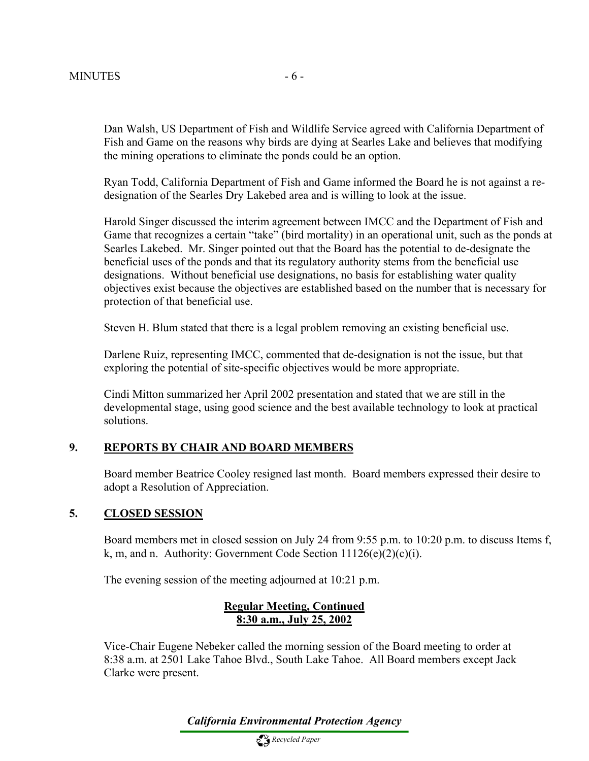Dan Walsh, US Department of Fish and Wildlife Service agreed with California Department of Fish and Game on the reasons why birds are dying at Searles Lake and believes that modifying the mining operations to eliminate the ponds could be an option.

Ryan Todd, California Department of Fish and Game informed the Board he is not against a re-designation of the Searles Dry Lakebed area and is willing to look at the issue.

Harold Singer discussed the interim agreement between IMCC and the Department of Fish and Game that recognizes a certain "take" (bird mortality) in an operational unit, such as the ponds at Searles Lakebed. Mr. Singer pointed out that the Board has the potential to de-designate the beneficial uses of the ponds and that its regulatory authority stems from the beneficial use designations. Without beneficial use designations, no basis for establishing water quality objectives exist because the objectives are established based on the number that is necessary for protection of that beneficial use.

Steven H. Blum stated that there is a legal problem removing an existing beneficial use.

Darlene Ruiz, representing IMCC, commented that de-designation is not the issue, but that exploring the potential of site-specific objectives would be more appropriate.

Cindi Mitton summarized her April 2002 presentation and stated that we are still in the developmental stage, using good science and the best available technology to look at practical solutions.

## 9. <u>REPORTS BY CHAIR AND BOARD MEMBERS</u>

Board member Beatrice Cooley resigned last month. Board members expressed their desire to adopt a Resolution of Appreciation.

## 5. <u>CLOSED SESSION</u>

Board members met in closed session on July 24 from 9:55 p.m. to 10:20 p.m. to discuss Items f, k, m, and n. Authority: Government Code Section 11126(e)(2)(c)(i).

The evening session of the meeting adjourned at 10:21 p.m.

**<u>Regular Meeting, Continued</u>**
**<u>8:30 a.m., July 25, 2002</u>**

Vice-Chair Eugene Nebeker called the morning session of the Board meeting to order at 8:38 a.m. at 2501 Lake Tahoe Blvd., South Lake Tahoe. All Board members except Jack Clarke were present.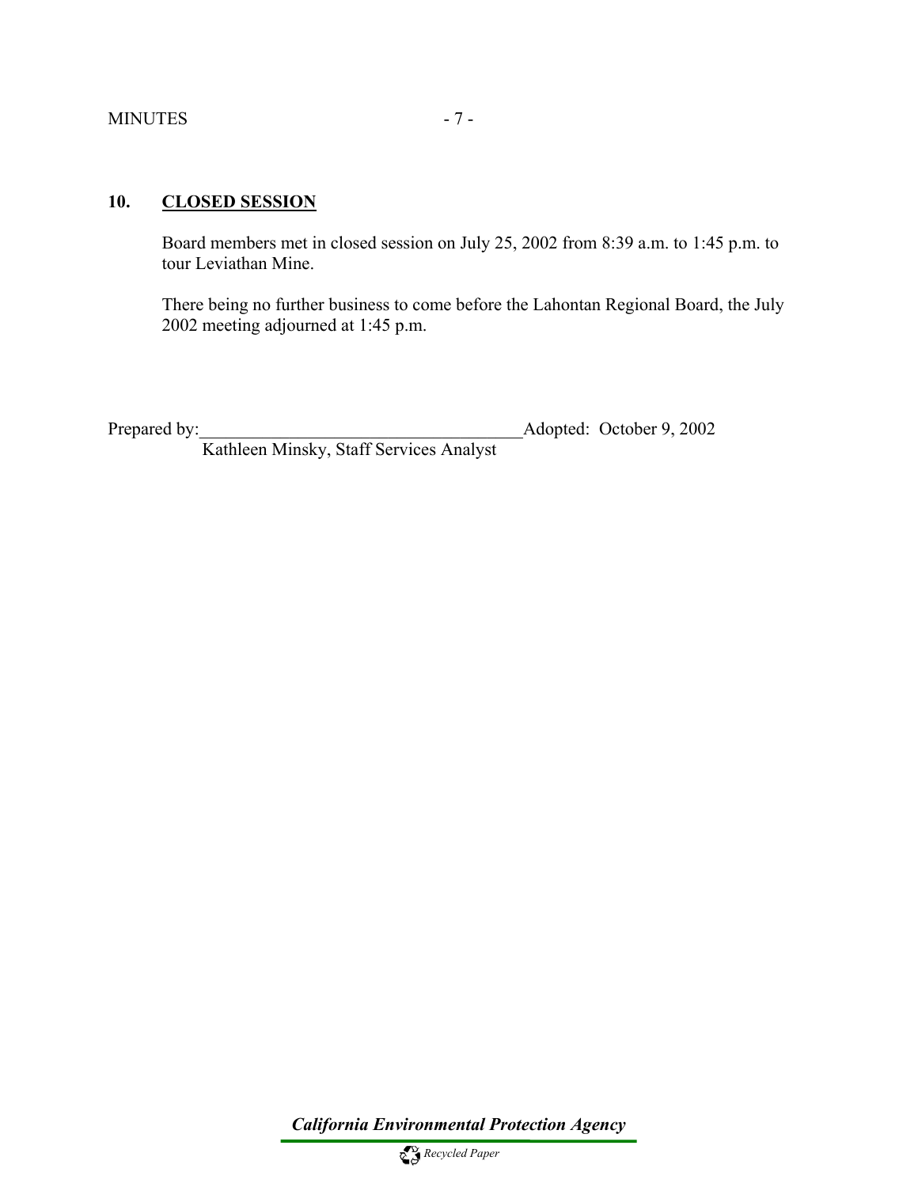## 10. **CLOSED SESSION**

Board members met in closed session on July 25, 2002 from 8:39 a.m. to 1:45 p.m. to tour Leviathan Mine.

There being no further business to come before the Lahontan Regional Board, the July 2002 meeting adjourned at 1:45 p.m.

Prepared by:_____________________________________Adopted: October 9, 2002
Kathleen Minsky, Staff Services Analyst

***California Environmental Protection Agency***

*Recycled Paper*